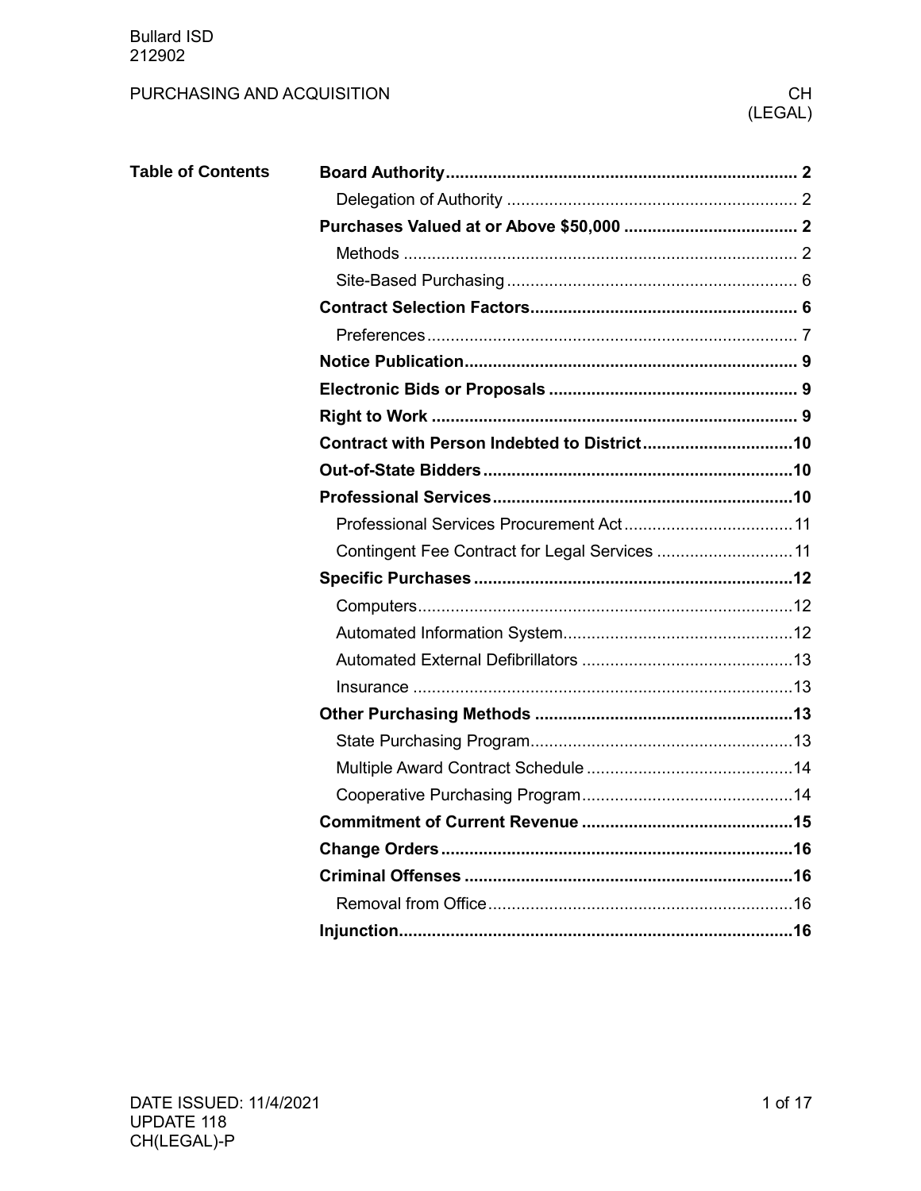# PURCHASING AND ACQUISITION

CH (LEGAL)

## Table of Contents

| Section | Page |
|---|---|
| **Board Authority** | **2** |
| Delegation of Authority | 2 |
| **Purchases Valued at or Above $50,000** | **2** |
| Methods | 2 |
| Site-Based Purchasing | 6 |
| **Contract Selection Factors** | **6** |
| Preferences | 7 |
| **Notice Publication** | **9** |
| **Electronic Bids or Proposals** | **9** |
| **Right to Work** | **9** |
| **Contract with Person Indebted to District** | **10** |
| **Out-of-State Bidders** | **10** |
| **Professional Services** | **10** |
| Professional Services Procurement Act | 11 |
| Contingent Fee Contract for Legal Services | 11 |
| **Specific Purchases** | **12** |
| Computers | 12 |
| Automated Information System | 12 |
| Automated External Defibrillators | 13 |
| Insurance | 13 |
| **Other Purchasing Methods** | **13** |
| State Purchasing Program | 13 |
| Multiple Award Contract Schedule | 14 |
| Cooperative Purchasing Program | 14 |
| **Commitment of Current Revenue** | **15** |
| **Change Orders** | **16** |
| **Criminal Offenses** | **16** |
| Removal from Office | 16 |
| **Injunction** | **16** |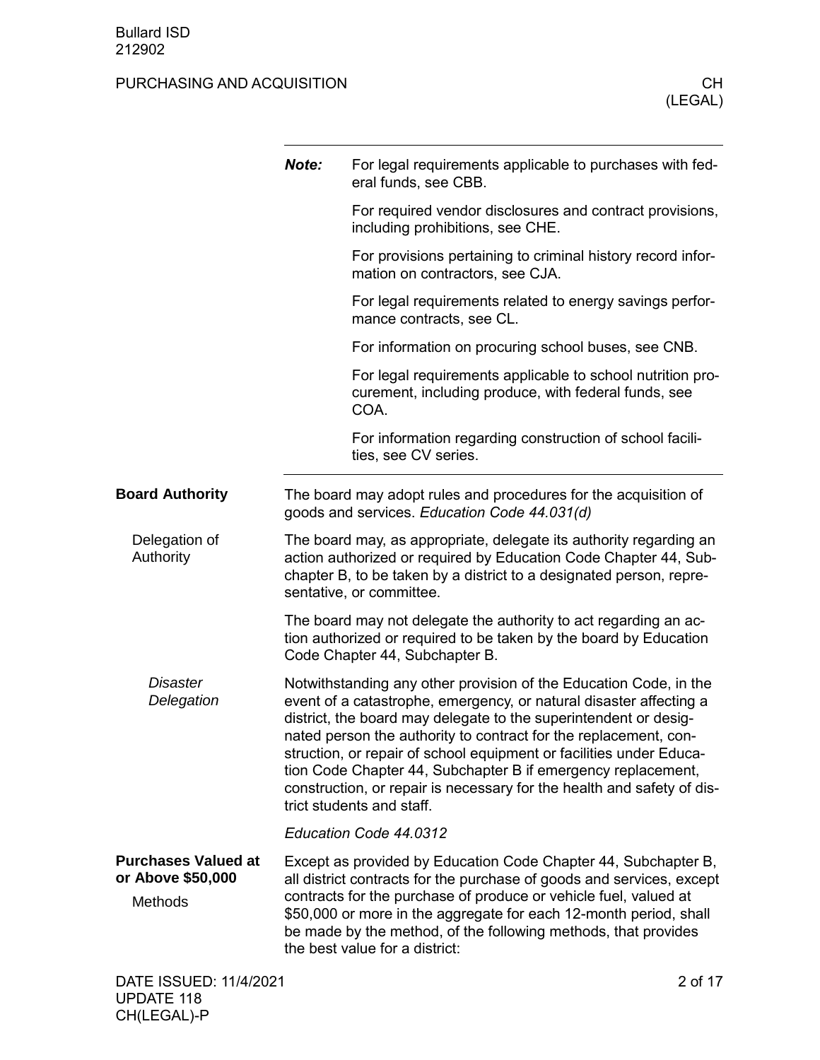**Note:** For legal requirements applicable to purchases with federal funds, see CBB.

For required vendor disclosures and contract provisions, including prohibitions, see CHE.

For provisions pertaining to criminal history record information on contractors, see CJA.

For legal requirements related to energy savings performance contracts, see CL.

For information on procuring school buses, see CNB.

For legal requirements applicable to school nutrition procurement, including produce, with federal funds, see COA.

For information regarding construction of school facilities, see CV series.

## Board Authority

The board may adopt rules and procedures for the acquisition of goods and services. *Education Code 44.031(d)*

### Delegation of Authority

The board may, as appropriate, delegate its authority regarding an action authorized or required by Education Code Chapter 44, Subchapter B, to be taken by a district to a designated person, representative, or committee.

The board may not delegate the authority to act regarding an action authorized or required to be taken by the board by Education Code Chapter 44, Subchapter B.

#### *Disaster Delegation*

Notwithstanding any other provision of the Education Code, in the event of a catastrophe, emergency, or natural disaster affecting a district, the board may delegate to the superintendent or designated person the authority to contract for the replacement, construction, or repair of school equipment or facilities under Education Code Chapter 44, Subchapter B if emergency replacement, construction, or repair is necessary for the health and safety of district students and staff.

*Education Code 44.0312*

## Purchases Valued at or Above $50,000

### Methods

Except as provided by Education Code Chapter 44, Subchapter B, all district contracts for the purchase of goods and services, except contracts for the purchase of produce or vehicle fuel, valued at $50,000 or more in the aggregate for each 12-month period, shall be made by the method, of the following methods, that provides the best value for a district: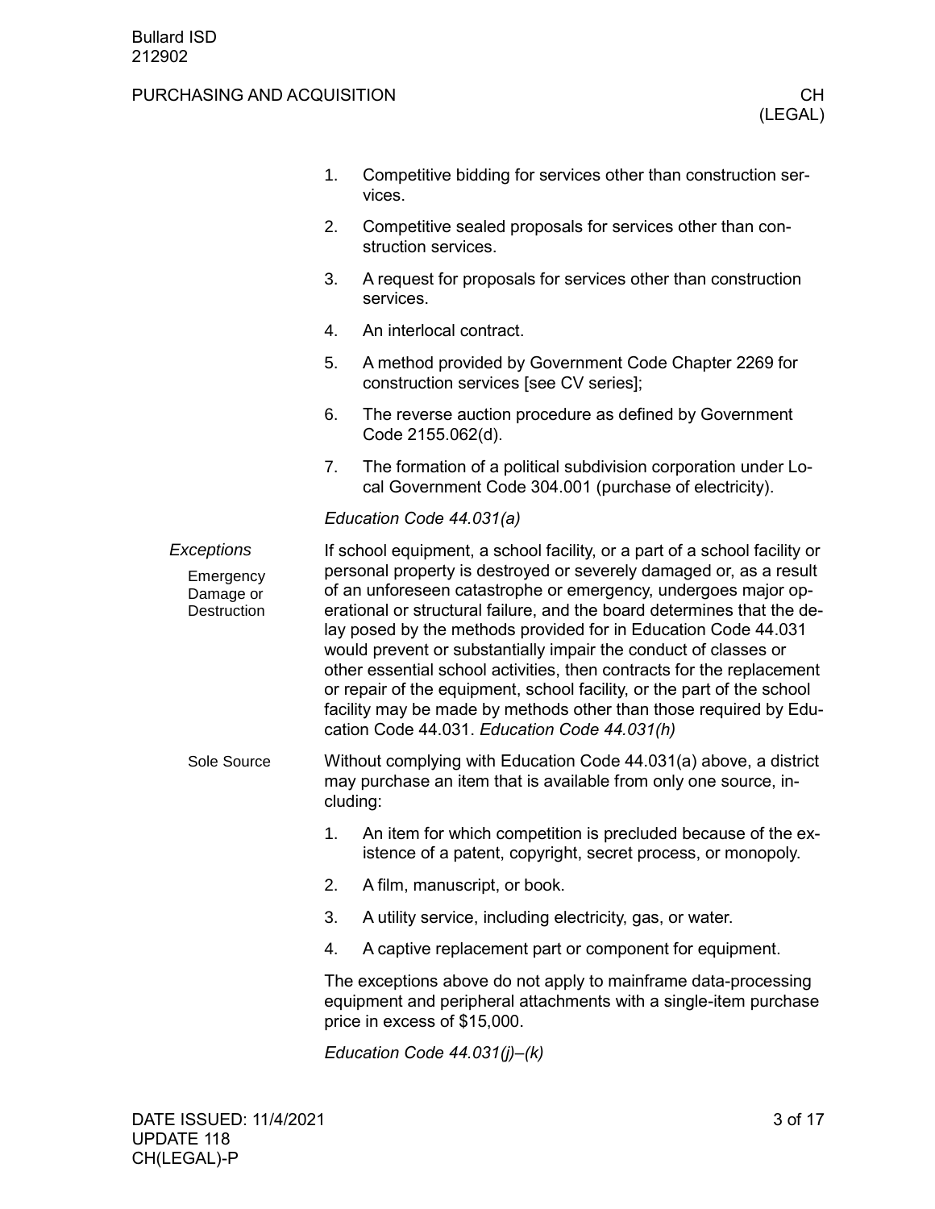1. Competitive bidding for services other than construction services.
2. Competitive sealed proposals for services other than construction services.
3. A request for proposals for services other than construction services.
4. An interlocal contract.
5. A method provided by Government Code Chapter 2269 for construction services [see CV series];
6. The reverse auction procedure as defined by Government Code 2155.062(d).
7. The formation of a political subdivision corporation under Local Government Code 304.001 (purchase of electricity).

*Education Code 44.031(a)*

## *Exceptions*

### Emergency Damage or Destruction

If school equipment, a school facility, or a part of a school facility or personal property is destroyed or severely damaged or, as a result of an unforeseen catastrophe or emergency, undergoes major operational or structural failure, and the board determines that the delay posed by the methods provided for in Education Code 44.031 would prevent or substantially impair the conduct of classes or other essential school activities, then contracts for the replacement or repair of the equipment, school facility, or the part of the school facility may be made by methods other than those required by Education Code 44.031. *Education Code 44.031(h)*

### Sole Source

Without complying with Education Code 44.031(a) above, a district may purchase an item that is available from only one source, including:

1. An item for which competition is precluded because of the existence of a patent, copyright, secret process, or monopoly.
2. A film, manuscript, or book.
3. A utility service, including electricity, gas, or water.
4. A captive replacement part or component for equipment.

The exceptions above do not apply to mainframe data-processing equipment and peripheral attachments with a single-item purchase price in excess of $15,000.

*Education Code 44.031(j)–(k)*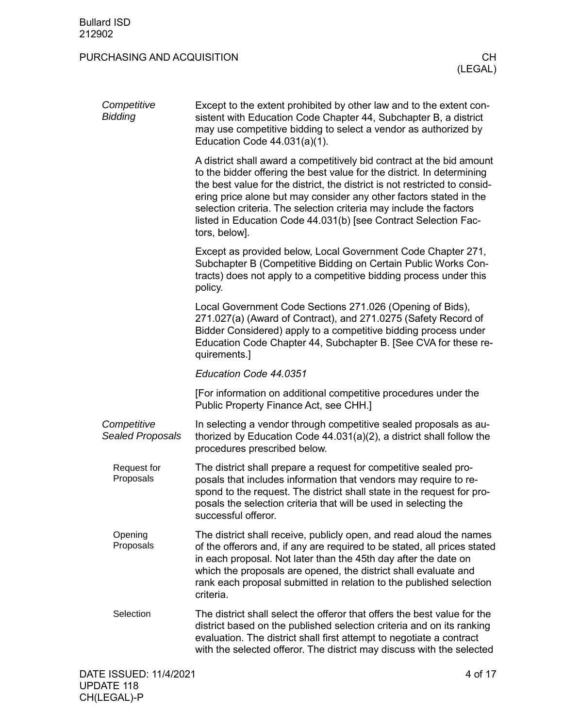## Competitive Bidding

Except to the extent prohibited by other law and to the extent consistent with Education Code Chapter 44, Subchapter B, a district may use competitive bidding to select a vendor as authorized by Education Code 44.031(a)(1).

A district shall award a competitively bid contract at the bid amount to the bidder offering the best value for the district. In determining the best value for the district, the district is not restricted to considering price alone but may consider any other factors stated in the selection criteria. The selection criteria may include the factors listed in Education Code 44.031(b) [see Contract Selection Factors, below].

Except as provided below, Local Government Code Chapter 271, Subchapter B (Competitive Bidding on Certain Public Works Contracts) does not apply to a competitive bidding process under this policy.

Local Government Code Sections 271.026 (Opening of Bids), 271.027(a) (Award of Contract), and 271.0275 (Safety Record of Bidder Considered) apply to a competitive bidding process under Education Code Chapter 44, Subchapter B. [See CVA for these requirements.]

*Education Code 44.0351*

[For information on additional competitive procedures under the Public Property Finance Act, see CHH.]

## Competitive Sealed Proposals

In selecting a vendor through competitive sealed proposals as authorized by Education Code 44.031(a)(2), a district shall follow the procedures prescribed below.

### Request for Proposals

The district shall prepare a request for competitive sealed proposals that includes information that vendors may require to respond to the request. The district shall state in the request for proposals the selection criteria that will be used in selecting the successful offeror.

### Opening Proposals

The district shall receive, publicly open, and read aloud the names of the offerors and, if any are required to be stated, all prices stated in each proposal. Not later than the 45th day after the date on which the proposals are opened, the district shall evaluate and rank each proposal submitted in relation to the published selection criteria.

### Selection

The district shall select the offeror that offers the best value for the district based on the published selection criteria and on its ranking evaluation. The district shall first attempt to negotiate a contract with the selected offeror. The district may discuss with the selected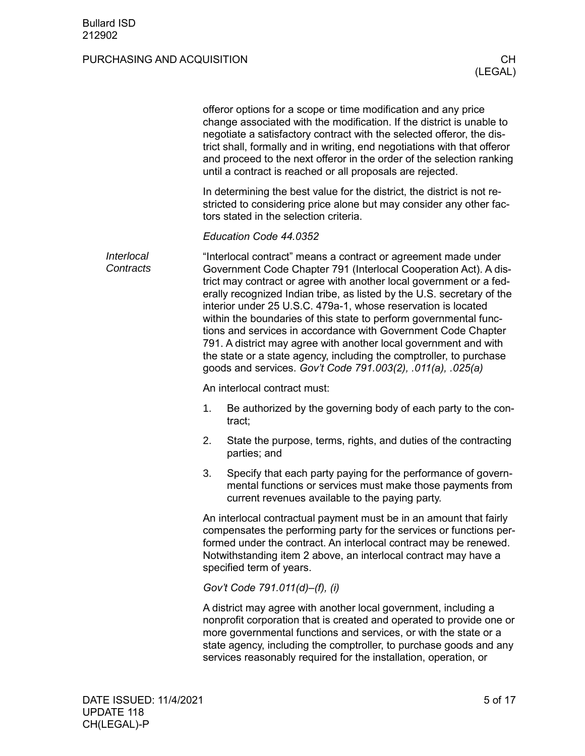offeror options for a scope or time modification and any price change associated with the modification. If the district is unable to negotiate a satisfactory contract with the selected offeror, the district shall, formally and in writing, end negotiations with that offeror and proceed to the next offeror in the order of the selection ranking until a contract is reached or all proposals are rejected.

In determining the best value for the district, the district is not restricted to considering price alone but may consider any other factors stated in the selection criteria.

*Education Code 44.0352*

## *Interlocal Contracts*

"Interlocal contract" means a contract or agreement made under Government Code Chapter 791 (Interlocal Cooperation Act). A district may contract or agree with another local government or a federally recognized Indian tribe, as listed by the U.S. secretary of the interior under 25 U.S.C. 479a-1, whose reservation is located within the boundaries of this state to perform governmental functions and services in accordance with Government Code Chapter 791. A district may agree with another local government and with the state or a state agency, including the comptroller, to purchase goods and services. *Gov't Code 791.003(2), .011(a), .025(a)*

An interlocal contract must:

1. Be authorized by the governing body of each party to the contract;
2. State the purpose, terms, rights, and duties of the contracting parties; and
3. Specify that each party paying for the performance of governmental functions or services must make those payments from current revenues available to the paying party.

An interlocal contractual payment must be in an amount that fairly compensates the performing party for the services or functions performed under the contract. An interlocal contract may be renewed. Notwithstanding item 2 above, an interlocal contract may have a specified term of years.

*Gov't Code 791.011(d)–(f), (i)*

A district may agree with another local government, including a nonprofit corporation that is created and operated to provide one or more governmental functions and services, or with the state or a state agency, including the comptroller, to purchase goods and any services reasonably required for the installation, operation, or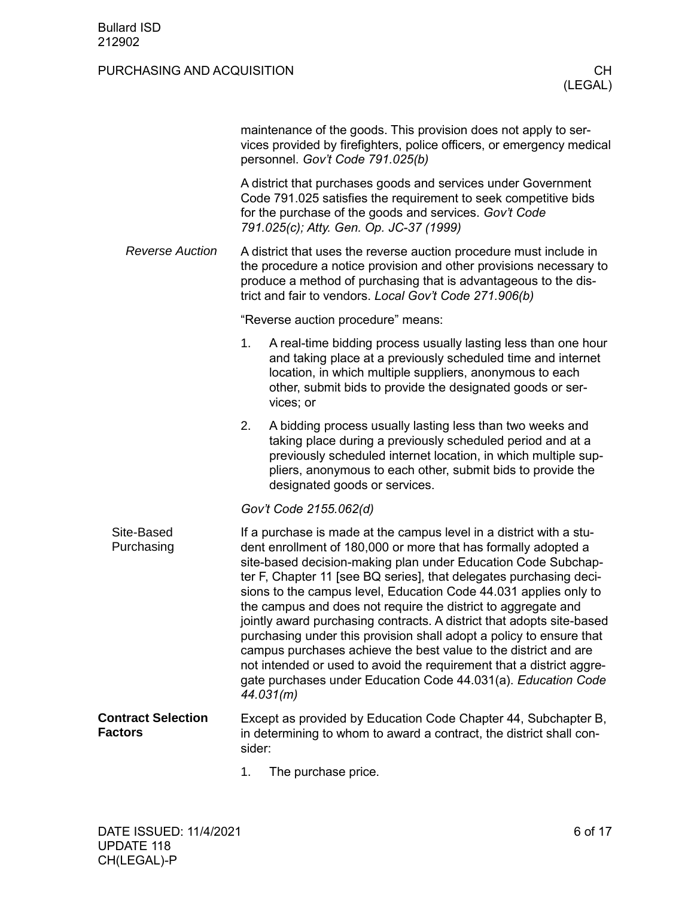maintenance of the goods. This provision does not apply to services provided by firefighters, police officers, or emergency medical personnel. *Gov't Code 791.025(b)*

A district that purchases goods and services under Government Code 791.025 satisfies the requirement to seek competitive bids for the purchase of the goods and services. *Gov't Code 791.025(c); Atty. Gen. Op. JC-37 (1999)*

#### *Reverse Auction*

A district that uses the reverse auction procedure must include in the procedure a notice provision and other provisions necessary to produce a method of purchasing that is advantageous to the district and fair to vendors. *Local Gov't Code 271.906(b)*

"Reverse auction procedure" means:

1. A real-time bidding process usually lasting less than one hour and taking place at a previously scheduled time and internet location, in which multiple suppliers, anonymous to each other, submit bids to provide the designated goods or services; or
2. A bidding process usually lasting less than two weeks and taking place during a previously scheduled period and at a previously scheduled internet location, in which multiple suppliers, anonymous to each other, submit bids to provide the designated goods or services.

*Gov't Code 2155.062(d)*

### Site-Based Purchasing

If a purchase is made at the campus level in a district with a student enrollment of 180,000 or more that has formally adopted a site-based decision-making plan under Education Code Subchapter F, Chapter 11 [see BQ series], that delegates purchasing decisions to the campus level, Education Code 44.031 applies only to the campus and does not require the district to aggregate and jointly award purchasing contracts. A district that adopts site-based purchasing under this provision shall adopt a policy to ensure that campus purchases achieve the best value to the district and are not intended or used to avoid the requirement that a district aggregate purchases under Education Code 44.031(a). *Education Code 44.031(m)*

## Contract Selection Factors

Except as provided by Education Code Chapter 44, Subchapter B, in determining to whom to award a contract, the district shall consider:

1. The purchase price.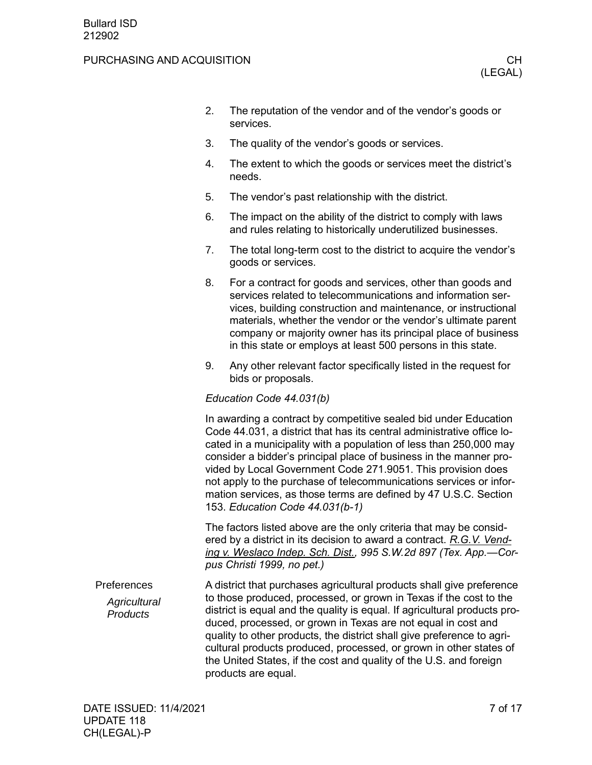2. The reputation of the vendor and of the vendor's goods or services.
3. The quality of the vendor's goods or services.
4. The extent to which the goods or services meet the district's needs.
5. The vendor's past relationship with the district.
6. The impact on the ability of the district to comply with laws and rules relating to historically underutilized businesses.
7. The total long-term cost to the district to acquire the vendor's goods or services.
8. For a contract for goods and services, other than goods and services related to telecommunications and information services, building construction and maintenance, or instructional materials, whether the vendor or the vendor's ultimate parent company or majority owner has its principal place of business in this state or employs at least 500 persons in this state.
9. Any other relevant factor specifically listed in the request for bids or proposals.

*Education Code 44.031(b)*

In awarding a contract by competitive sealed bid under Education Code 44.031, a district that has its central administrative office located in a municipality with a population of less than 250,000 may consider a bidder's principal place of business in the manner provided by Local Government Code 271.9051. This provision does not apply to the purchase of telecommunications services or information services, as those terms are defined by 47 U.S.C. Section 153. *Education Code 44.031(b-1)*

The factors listed above are the only criteria that may be considered by a district in its decision to award a contract. *R.G.V. Vending v. Weslaco Indep. Sch. Dist., 995 S.W.2d 897 (Tex. App.—Corpus Christi 1999, no pet.)*

## Preferences

### *Agricultural Products*

A district that purchases agricultural products shall give preference to those produced, processed, or grown in Texas if the cost to the district is equal and the quality is equal. If agricultural products produced, processed, or grown in Texas are not equal in cost and quality to other products, the district shall give preference to agricultural products produced, processed, or grown in other states of the United States, if the cost and quality of the U.S. and foreign products are equal.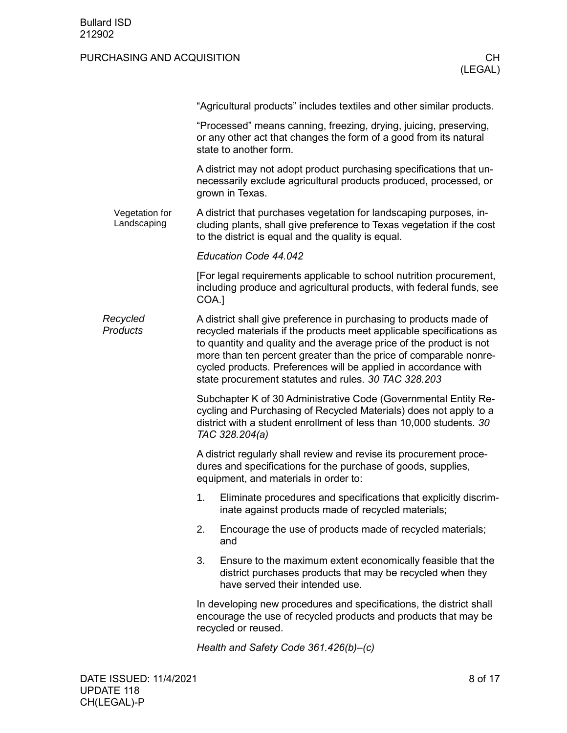"Agricultural products" includes textiles and other similar products.

"Processed" means canning, freezing, drying, juicing, preserving, or any other act that changes the form of a good from its natural state to another form.

A district may not adopt product purchasing specifications that unnecessarily exclude agricultural products produced, processed, or grown in Texas.

#### Vegetation for Landscaping

A district that purchases vegetation for landscaping purposes, including plants, shall give preference to Texas vegetation if the cost to the district is equal and the quality is equal.

*Education Code 44.042*

[For legal requirements applicable to school nutrition procurement, including produce and agricultural products, with federal funds, see COA.]

### *Recycled Products*

A district shall give preference in purchasing to products made of recycled materials if the products meet applicable specifications as to quantity and quality and the average price of the product is not more than ten percent greater than the price of comparable nonrecycled products. Preferences will be applied in accordance with state procurement statutes and rules. *30 TAC 328.203*

Subchapter K of 30 Administrative Code (Governmental Entity Recycling and Purchasing of Recycled Materials) does not apply to a district with a student enrollment of less than 10,000 students. *30 TAC 328.204(a)*

A district regularly shall review and revise its procurement procedures and specifications for the purchase of goods, supplies, equipment, and materials in order to:

1. Eliminate procedures and specifications that explicitly discriminate against products made of recycled materials;
2. Encourage the use of products made of recycled materials; and
3. Ensure to the maximum extent economically feasible that the district purchases products that may be recycled when they have served their intended use.

In developing new procedures and specifications, the district shall encourage the use of recycled products and products that may be recycled or reused.

*Health and Safety Code 361.426(b)–(c)*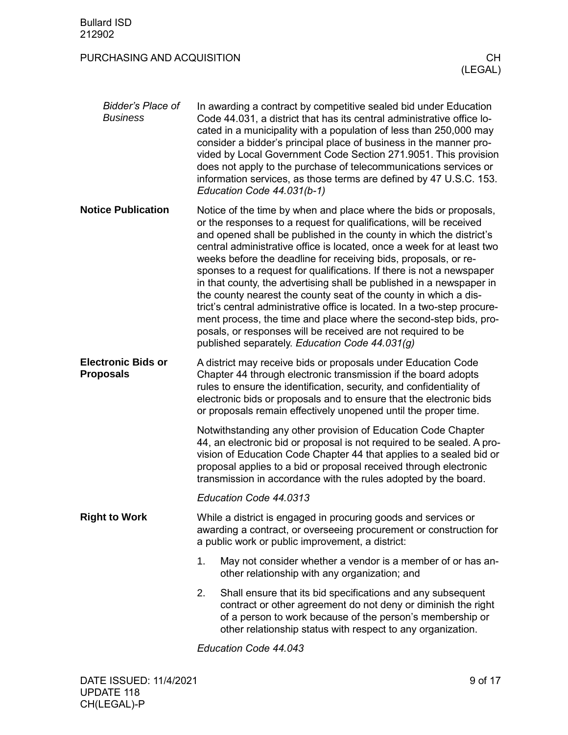#### *Bidder's Place of Business*

In awarding a contract by competitive sealed bid under Education Code 44.031, a district that has its central administrative office located in a municipality with a population of less than 250,000 may consider a bidder's principal place of business in the manner provided by Local Government Code Section 271.9051. This provision does not apply to the purchase of telecommunications services or information services, as those terms are defined by 47 U.S.C. 153. *Education Code 44.031(b-1)*

### Notice Publication

Notice of the time by when and place where the bids or proposals, or the responses to a request for qualifications, will be received and opened shall be published in the county in which the district's central administrative office is located, once a week for at least two weeks before the deadline for receiving bids, proposals, or responses to a request for qualifications. If there is not a newspaper in that county, the advertising shall be published in a newspaper in the county nearest the county seat of the county in which a district's central administrative office is located. In a two-step procurement process, the time and place where the second-step bids, proposals, or responses will be received are not required to be published separately. *Education Code 44.031(g)*

### Electronic Bids or Proposals

A district may receive bids or proposals under Education Code Chapter 44 through electronic transmission if the board adopts rules to ensure the identification, security, and confidentiality of electronic bids or proposals and to ensure that the electronic bids or proposals remain effectively unopened until the proper time.

Notwithstanding any other provision of Education Code Chapter 44, an electronic bid or proposal is not required to be sealed. A provision of Education Code Chapter 44 that applies to a sealed bid or proposal applies to a bid or proposal received through electronic transmission in accordance with the rules adopted by the board.

*Education Code 44.0313*

### Right to Work

While a district is engaged in procuring goods and services or awarding a contract, or overseeing procurement or construction for a public work or public improvement, a district:

1. May not consider whether a vendor is a member of or has another relationship with any organization; and
2. Shall ensure that its bid specifications and any subsequent contract or other agreement do not deny or diminish the right of a person to work because of the person's membership or other relationship status with respect to any organization.

*Education Code 44.043*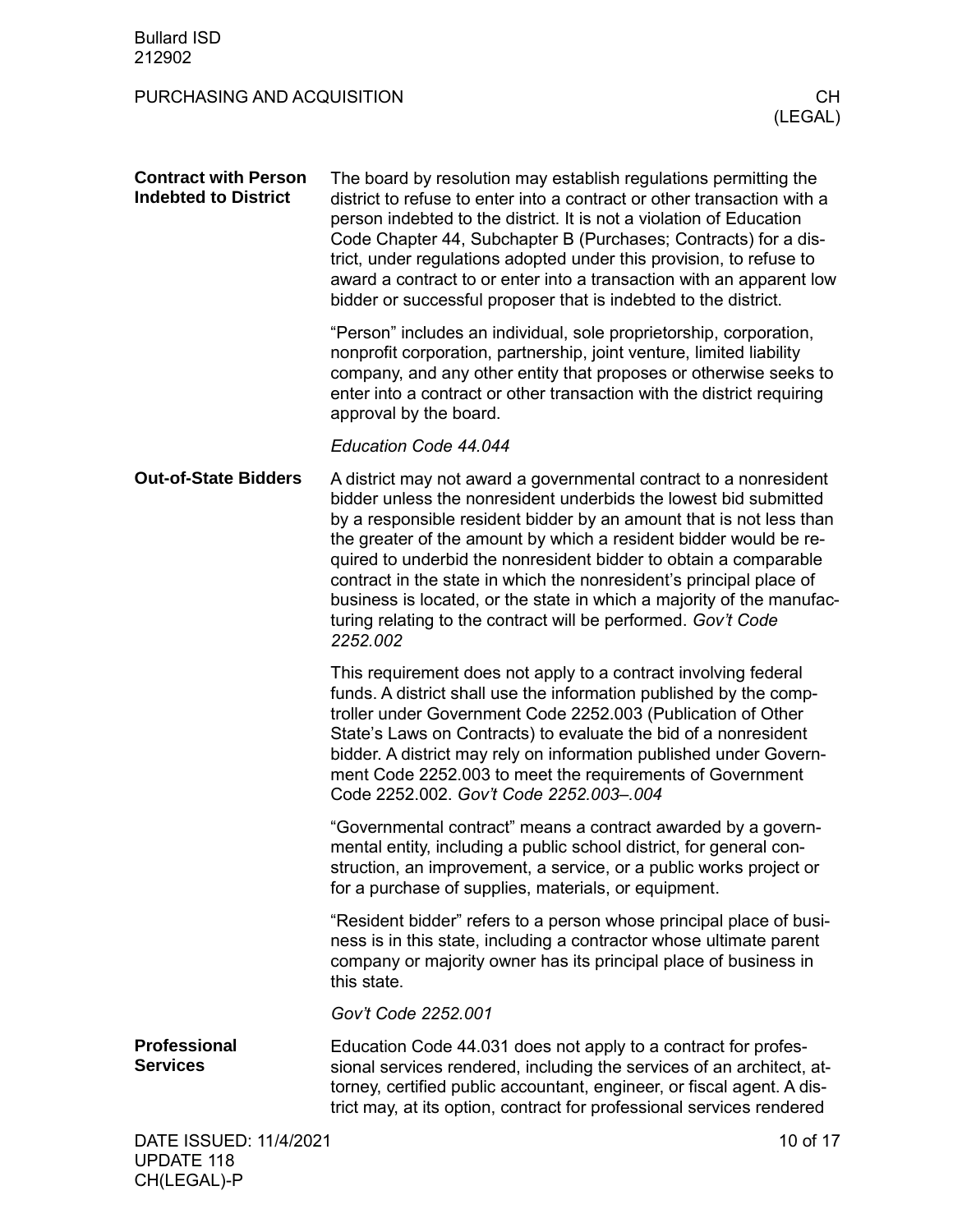### Contract with Person Indebted to District

The board by resolution may establish regulations permitting the district to refuse to enter into a contract or other transaction with a person indebted to the district. It is not a violation of Education Code Chapter 44, Subchapter B (Purchases; Contracts) for a district, under regulations adopted under this provision, to refuse to award a contract to or enter into a transaction with an apparent low bidder or successful proposer that is indebted to the district.

"Person" includes an individual, sole proprietorship, corporation, nonprofit corporation, partnership, joint venture, limited liability company, and any other entity that proposes or otherwise seeks to enter into a contract or other transaction with the district requiring approval by the board.

*Education Code 44.044*

### Out-of-State Bidders

A district may not award a governmental contract to a nonresident bidder unless the nonresident underbids the lowest bid submitted by a responsible resident bidder by an amount that is not less than the greater of the amount by which a resident bidder would be required to underbid the nonresident bidder to obtain a comparable contract in the state in which the nonresident's principal place of business is located, or the state in which a majority of the manufacturing relating to the contract will be performed. *Gov't Code 2252.002*

This requirement does not apply to a contract involving federal funds. A district shall use the information published by the comptroller under Government Code 2252.003 (Publication of Other State's Laws on Contracts) to evaluate the bid of a nonresident bidder. A district may rely on information published under Government Code 2252.003 to meet the requirements of Government Code 2252.002. *Gov't Code 2252.003–.004*

"Governmental contract" means a contract awarded by a governmental entity, including a public school district, for general construction, an improvement, a service, or a public works project or for a purchase of supplies, materials, or equipment.

"Resident bidder" refers to a person whose principal place of business is in this state, including a contractor whose ultimate parent company or majority owner has its principal place of business in this state.

*Gov't Code 2252.001*

### Professional Services

Education Code 44.031 does not apply to a contract for professional services rendered, including the services of an architect, attorney, certified public accountant, engineer, or fiscal agent. A district may, at its option, contract for professional services rendered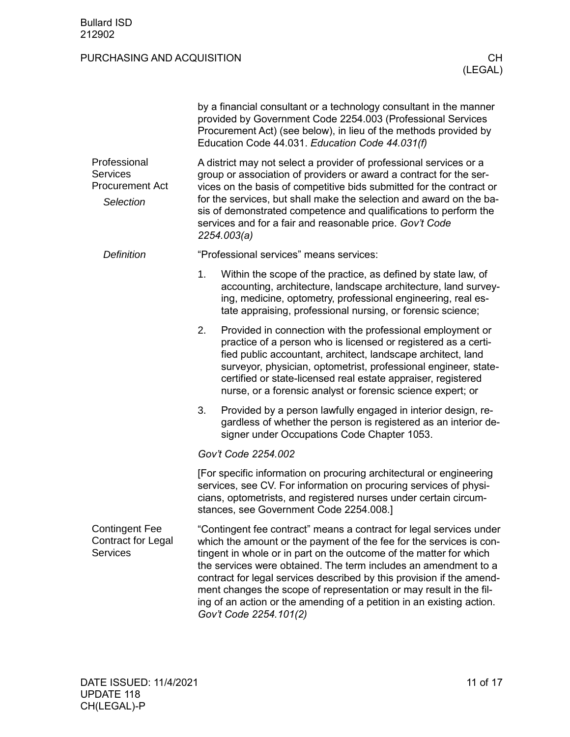by a financial consultant or a technology consultant in the manner provided by Government Code 2254.003 (Professional Services Procurement Act) (see below), in lieu of the methods provided by Education Code 44.031. *Education Code 44.031(f)*

## Professional Services Procurement Act

### *Selection*

A district may not select a provider of professional services or a group or association of providers or award a contract for the services on the basis of competitive bids submitted for the contract or for the services, but shall make the selection and award on the basis of demonstrated competence and qualifications to perform the services and for a fair and reasonable price. *Gov't Code 2254.003(a)*

### *Definition*

"Professional services" means services:

1. Within the scope of the practice, as defined by state law, of accounting, architecture, landscape architecture, land surveying, medicine, optometry, professional engineering, real estate appraising, professional nursing, or forensic science;
2. Provided in connection with the professional employment or practice of a person who is licensed or registered as a certified public accountant, architect, landscape architect, land surveyor, physician, optometrist, professional engineer, state-certified or state-licensed real estate appraiser, registered nurse, or a forensic analyst or forensic science expert; or
3. Provided by a person lawfully engaged in interior design, regardless of whether the person is registered as an interior designer under Occupations Code Chapter 1053.

*Gov't Code 2254.002*

[For specific information on procuring architectural or engineering services, see CV. For information on procuring services of physicians, optometrists, and registered nurses under certain circumstances, see Government Code 2254.008.]

## Contingent Fee Contract for Legal Services

"Contingent fee contract" means a contract for legal services under which the amount or the payment of the fee for the services is contingent in whole or in part on the outcome of the matter for which the services were obtained. The term includes an amendment to a contract for legal services described by this provision if the amendment changes the scope of representation or may result in the filing of an action or the amending of a petition in an existing action. *Gov't Code 2254.101(2)*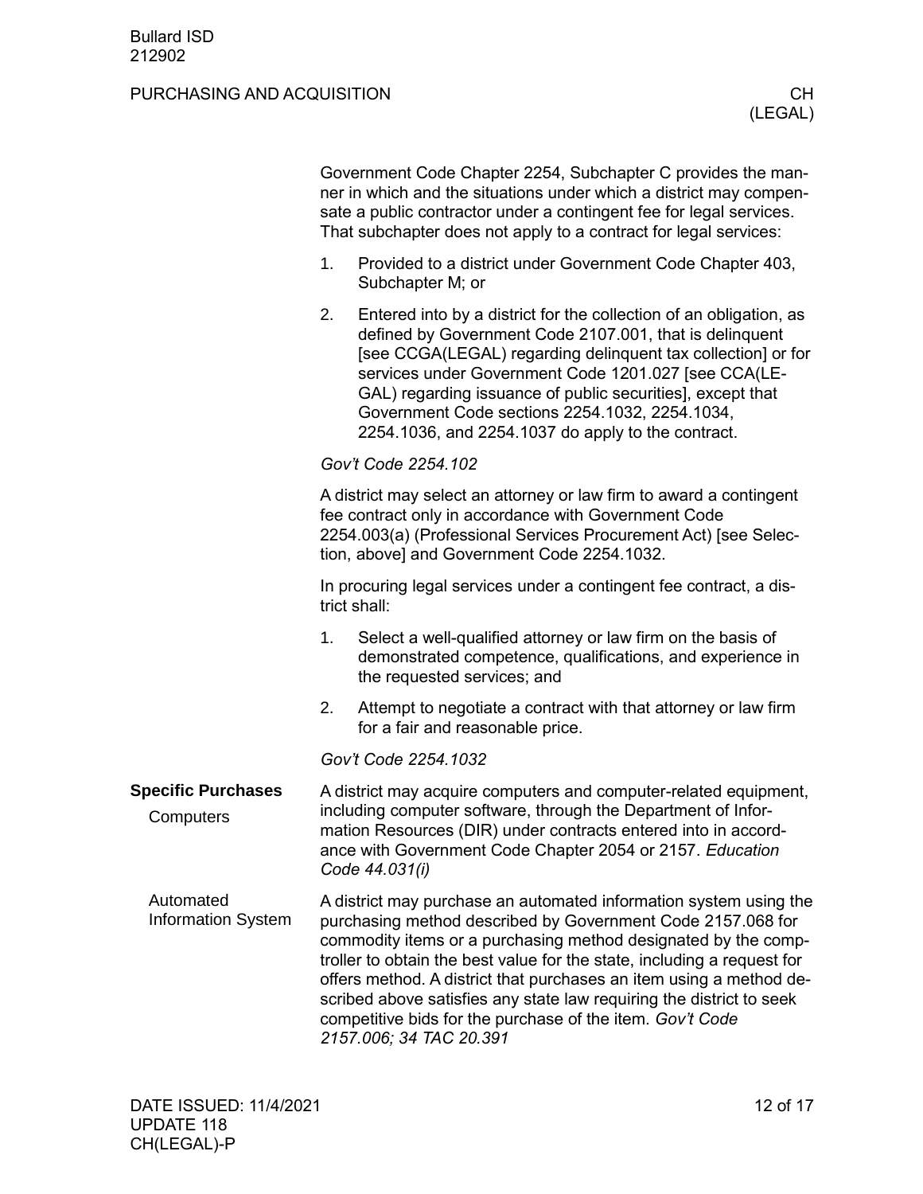Government Code Chapter 2254, Subchapter C provides the manner in which and the situations under which a district may compensate a public contractor under a contingent fee for legal services. That subchapter does not apply to a contract for legal services:

1. Provided to a district under Government Code Chapter 403, Subchapter M; or
2. Entered into by a district for the collection of an obligation, as defined by Government Code 2107.001, that is delinquent [see CCGA(LEGAL) regarding delinquent tax collection] or for services under Government Code 1201.027 [see CCA(LEGAL) regarding issuance of public securities], except that Government Code sections 2254.1032, 2254.1034, 2254.1036, and 2254.1037 do apply to the contract.

*Gov't Code 2254.102*

A district may select an attorney or law firm to award a contingent fee contract only in accordance with Government Code 2254.003(a) (Professional Services Procurement Act) [see Selection, above] and Government Code 2254.1032.

In procuring legal services under a contingent fee contract, a district shall:

1. Select a well-qualified attorney or law firm on the basis of demonstrated competence, qualifications, and experience in the requested services; and
2. Attempt to negotiate a contract with that attorney or law firm for a fair and reasonable price.

*Gov't Code 2254.1032*

## Specific Purchases

### Computers

A district may acquire computers and computer-related equipment, including computer software, through the Department of Information Resources (DIR) under contracts entered into in accordance with Government Code Chapter 2054 or 2157. *Education Code 44.031(i)*

### Automated Information System

A district may purchase an automated information system using the purchasing method described by Government Code 2157.068 for commodity items or a purchasing method designated by the comptroller to obtain the best value for the state, including a request for offers method. A district that purchases an item using a method described above satisfies any state law requiring the district to seek competitive bids for the purchase of the item. *Gov't Code 2157.006; 34 TAC 20.391*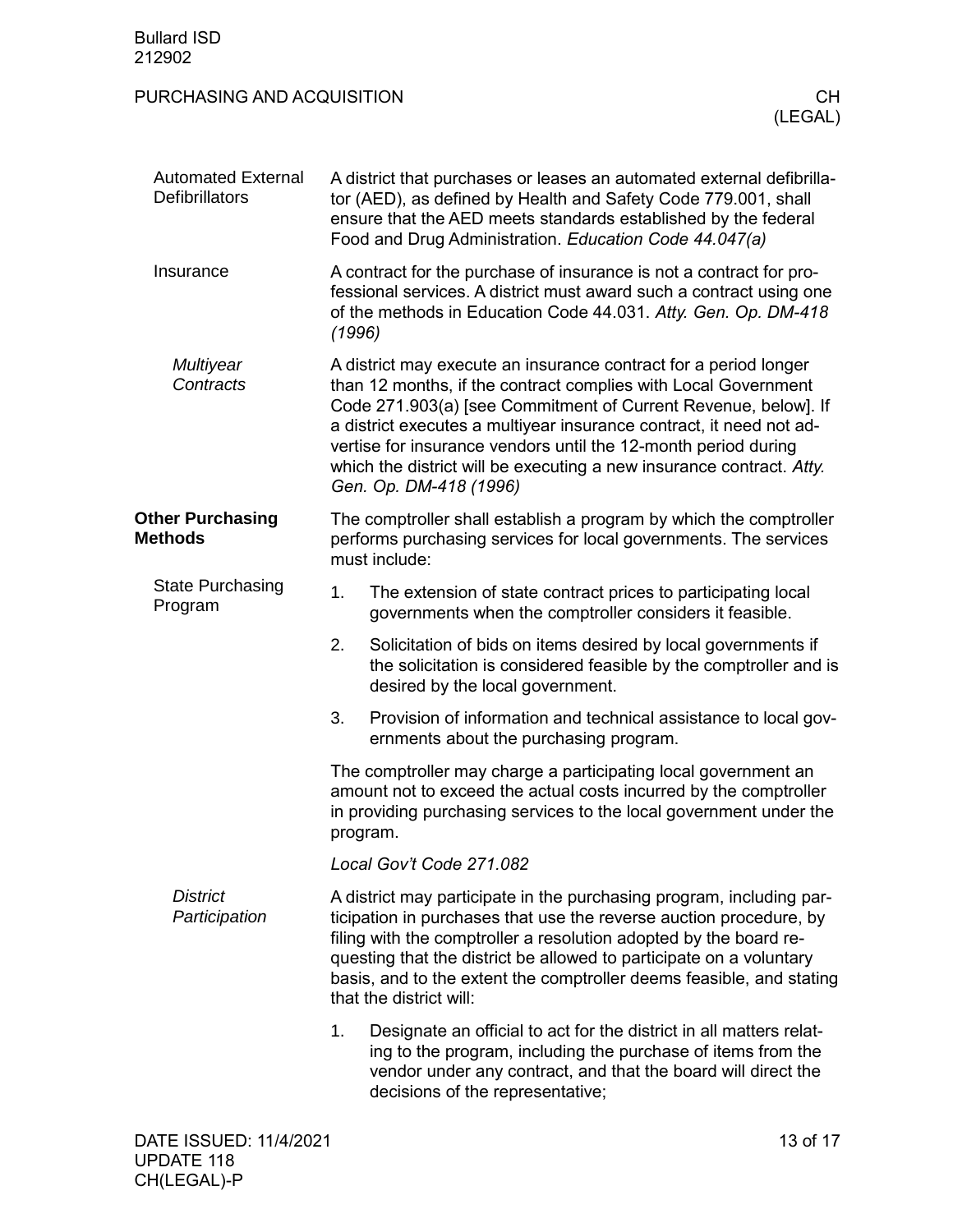### Automated External Defibrillators

A district that purchases or leases an automated external defibrillator (AED), as defined by Health and Safety Code 779.001, shall ensure that the AED meets standards established by the federal Food and Drug Administration. *Education Code 44.047(a)*

### Insurance

A contract for the purchase of insurance is not a contract for professional services. A district must award such a contract using one of the methods in Education Code 44.031. *Atty. Gen. Op. DM-418 (1996)*

#### *Multiyear Contracts*

A district may execute an insurance contract for a period longer than 12 months, if the contract complies with Local Government Code 271.903(a) [see Commitment of Current Revenue, below]. If a district executes a multiyear insurance contract, it need not advertise for insurance vendors until the 12-month period during which the district will be executing a new insurance contract. *Atty. Gen. Op. DM-418 (1996)*

## Other Purchasing Methods

### State Purchasing Program

The comptroller shall establish a program by which the comptroller performs purchasing services for local governments. The services must include:

1. The extension of state contract prices to participating local governments when the comptroller considers it feasible.
2. Solicitation of bids on items desired by local governments if the solicitation is considered feasible by the comptroller and is desired by the local government.
3. Provision of information and technical assistance to local governments about the purchasing program.

The comptroller may charge a participating local government an amount not to exceed the actual costs incurred by the comptroller in providing purchasing services to the local government under the program.

*Local Gov't Code 271.082*

#### *District Participation*

A district may participate in the purchasing program, including participation in purchases that use the reverse auction procedure, by filing with the comptroller a resolution adopted by the board requesting that the district be allowed to participate on a voluntary basis, and to the extent the comptroller deems feasible, and stating that the district will:

1. Designate an official to act for the district in all matters relating to the program, including the purchase of items from the vendor under any contract, and that the board will direct the decisions of the representative;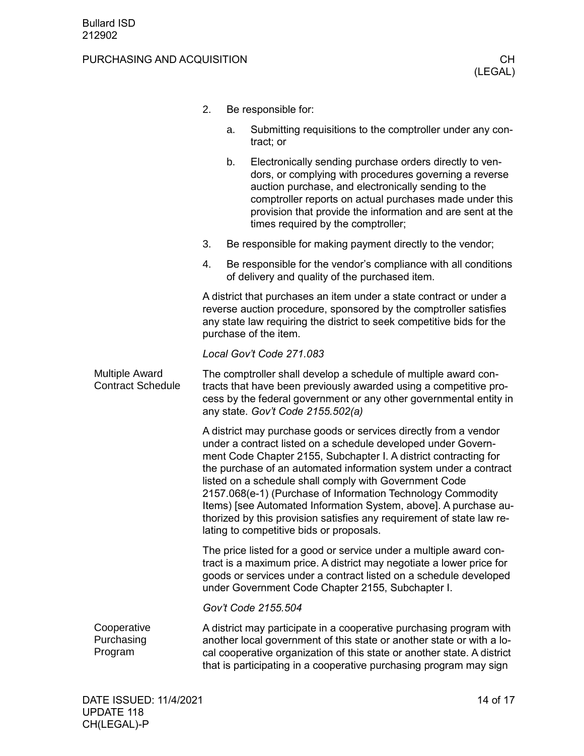2. Be responsible for:

   a. Submitting requisitions to the comptroller under any contract; or

   b. Electronically sending purchase orders directly to vendors, or complying with procedures governing a reverse auction purchase, and electronically sending to the comptroller reports on actual purchases made under this provision that provide the information and are sent at the times required by the comptroller;

3. Be responsible for making payment directly to the vendor;

4. Be responsible for the vendor's compliance with all conditions of delivery and quality of the purchased item.

A district that purchases an item under a state contract or under a reverse auction procedure, sponsored by the comptroller satisfies any state law requiring the district to seek competitive bids for the purchase of the item.

*Local Gov't Code 271.083*

**Multiple Award Contract Schedule**

The comptroller shall develop a schedule of multiple award contracts that have been previously awarded using a competitive process by the federal government or any other governmental entity in any state. *Gov't Code 2155.502(a)*

A district may purchase goods or services directly from a vendor under a contract listed on a schedule developed under Government Code Chapter 2155, Subchapter I. A district contracting for the purchase of an automated information system under a contract listed on a schedule shall comply with Government Code 2157.068(e-1) (Purchase of Information Technology Commodity Items) [see Automated Information System, above]. A purchase authorized by this provision satisfies any requirement of state law relating to competitive bids or proposals.

The price listed for a good or service under a multiple award contract is a maximum price. A district may negotiate a lower price for goods or services under a contract listed on a schedule developed under Government Code Chapter 2155, Subchapter I.

*Gov't Code 2155.504*

**Cooperative Purchasing Program**

A district may participate in a cooperative purchasing program with another local government of this state or another state or with a local cooperative organization of this state or another state. A district that is participating in a cooperative purchasing program may sign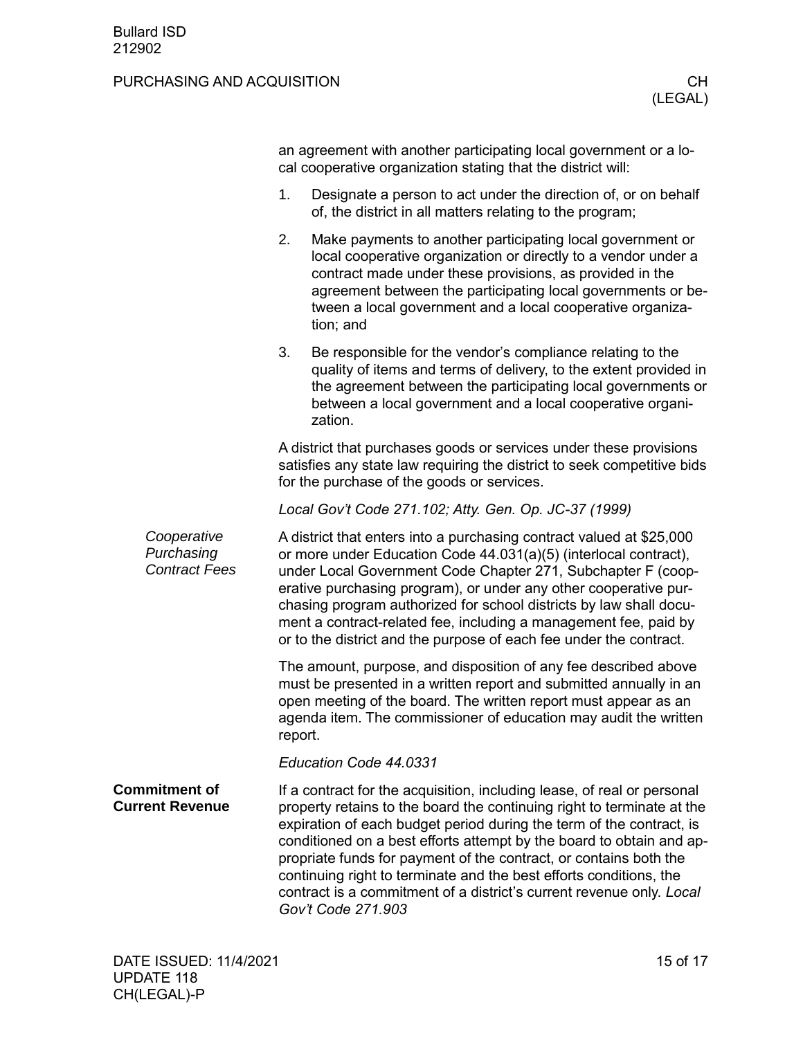an agreement with another participating local government or a local cooperative organization stating that the district will:

1. Designate a person to act under the direction of, or on behalf of, the district in all matters relating to the program;
2. Make payments to another participating local government or local cooperative organization or directly to a vendor under a contract made under these provisions, as provided in the agreement between the participating local governments or between a local government and a local cooperative organization; and
3. Be responsible for the vendor's compliance relating to the quality of items and terms of delivery, to the extent provided in the agreement between the participating local governments or between a local government and a local cooperative organization.

A district that purchases goods or services under these provisions satisfies any state law requiring the district to seek competitive bids for the purchase of the goods or services.

*Local Gov't Code 271.102; Atty. Gen. Op. JC-37 (1999)*

### *Cooperative Purchasing Contract Fees*

A district that enters into a purchasing contract valued at $25,000 or more under Education Code 44.031(a)(5) (interlocal contract), under Local Government Code Chapter 271, Subchapter F (cooperative purchasing program), or under any other cooperative purchasing program authorized for school districts by law shall document a contract-related fee, including a management fee, paid by or to the district and the purpose of each fee under the contract.

The amount, purpose, and disposition of any fee described above must be presented in a written report and submitted annually in an open meeting of the board. The written report must appear as an agenda item. The commissioner of education may audit the written report.

*Education Code 44.0331*

## Commitment of Current Revenue

If a contract for the acquisition, including lease, of real or personal property retains to the board the continuing right to terminate at the expiration of each budget period during the term of the contract, is conditioned on a best efforts attempt by the board to obtain and appropriate funds for payment of the contract, or contains both the continuing right to terminate and the best efforts conditions, the contract is a commitment of a district's current revenue only. *Local Gov't Code 271.903*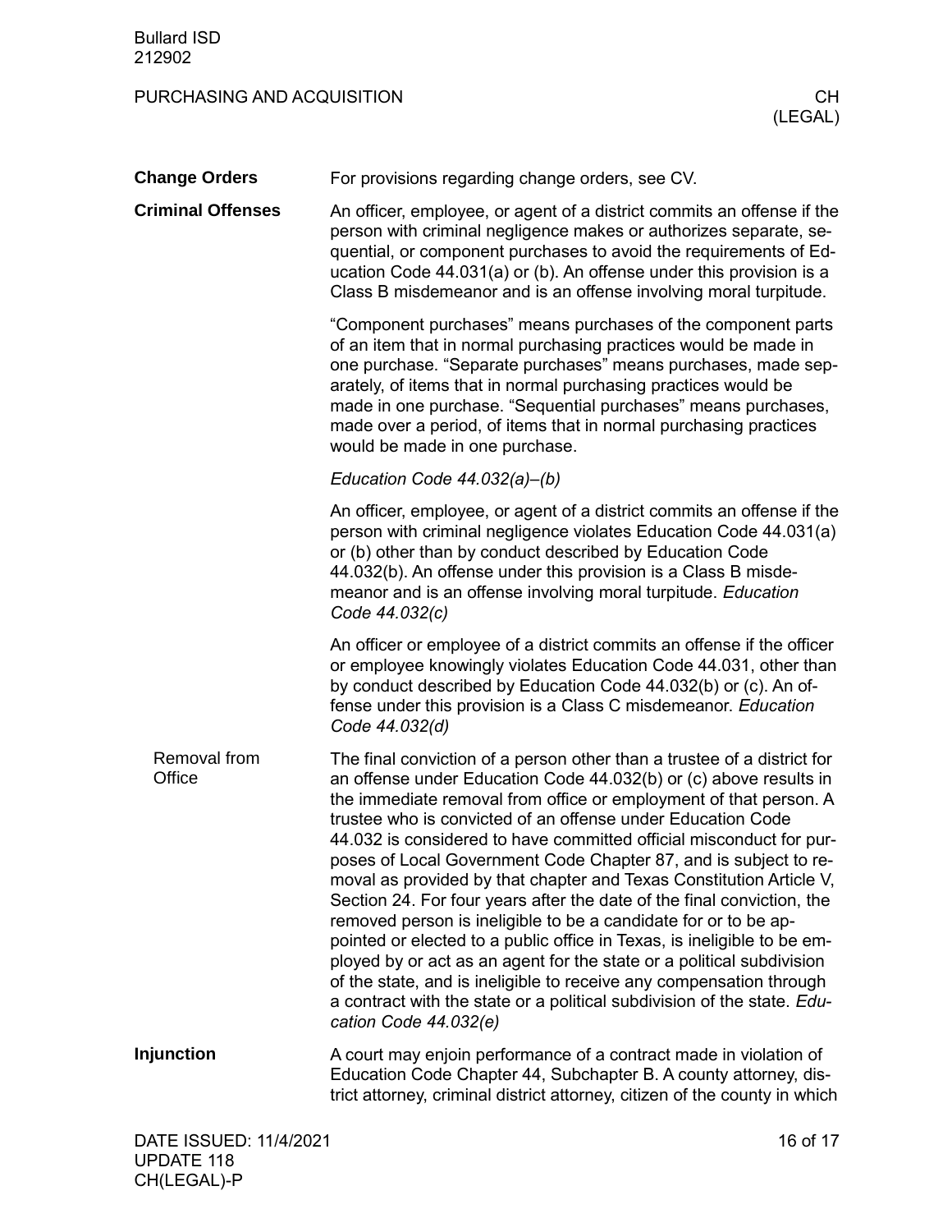## Change Orders

For provisions regarding change orders, see CV.

## Criminal Offenses

An officer, employee, or agent of a district commits an offense if the person with criminal negligence makes or authorizes separate, sequential, or component purchases to avoid the requirements of Education Code 44.031(a) or (b). An offense under this provision is a Class B misdemeanor and is an offense involving moral turpitude.

"Component purchases" means purchases of the component parts of an item that in normal purchasing practices would be made in one purchase. "Separate purchases" means purchases, made separately, of items that in normal purchasing practices would be made in one purchase. "Sequential purchases" means purchases, made over a period, of items that in normal purchasing practices would be made in one purchase.

*Education Code 44.032(a)–(b)*

An officer, employee, or agent of a district commits an offense if the person with criminal negligence violates Education Code 44.031(a) or (b) other than by conduct described by Education Code 44.032(b). An offense under this provision is a Class B misdemeanor and is an offense involving moral turpitude. *Education Code 44.032(c)*

An officer or employee of a district commits an offense if the officer or employee knowingly violates Education Code 44.031, other than by conduct described by Education Code 44.032(b) or (c). An offense under this provision is a Class C misdemeanor. *Education Code 44.032(d)*

### Removal from Office

The final conviction of a person other than a trustee of a district for an offense under Education Code 44.032(b) or (c) above results in the immediate removal from office or employment of that person. A trustee who is convicted of an offense under Education Code 44.032 is considered to have committed official misconduct for purposes of Local Government Code Chapter 87, and is subject to removal as provided by that chapter and Texas Constitution Article V, Section 24. For four years after the date of the final conviction, the removed person is ineligible to be a candidate for or to be appointed or elected to a public office in Texas, is ineligible to be employed by or act as an agent for the state or a political subdivision of the state, and is ineligible to receive any compensation through a contract with the state or a political subdivision of the state. *Education Code 44.032(e)*

## Injunction

A court may enjoin performance of a contract made in violation of Education Code Chapter 44, Subchapter B. A county attorney, district attorney, criminal district attorney, citizen of the county in which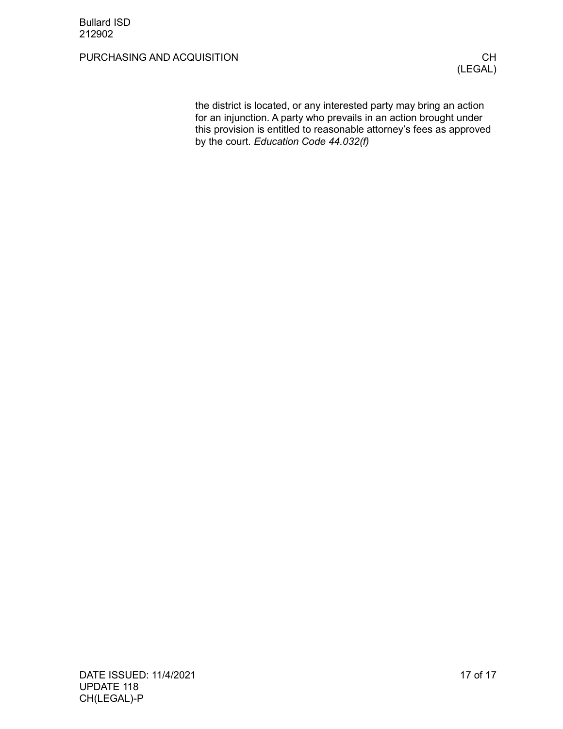the district is located, or any interested party may bring an action for an injunction. A party who prevails in an action brought under this provision is entitled to reasonable attorney's fees as approved by the court. *Education Code 44.032(f)*